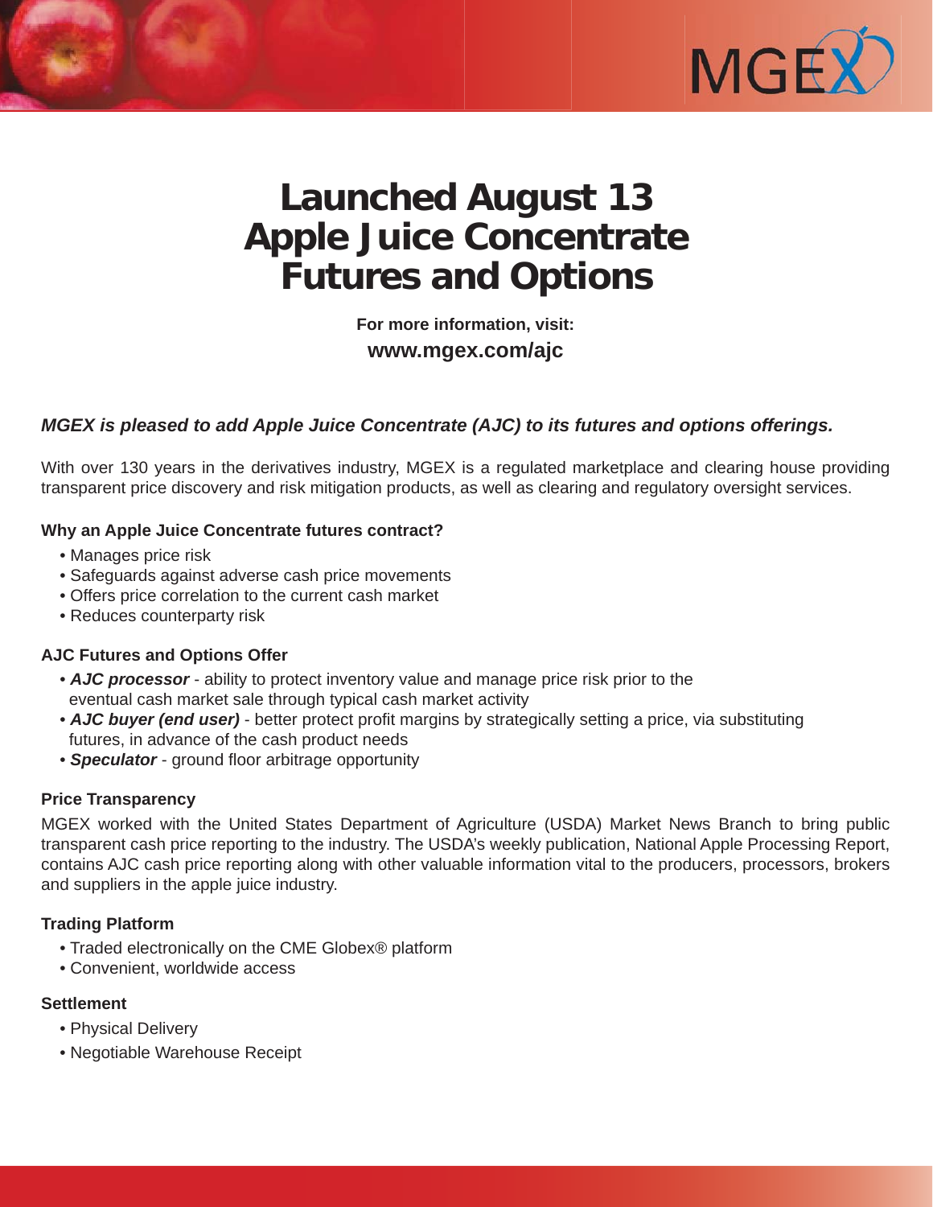# Launched August 13
# Apple Juice Concentrate Futures and Options

**For more information, visit:**

**www.mgex.com/ajc**

***MGEX is pleased to add Apple Juice Concentrate (AJC) to its futures and options offerings.***

With over 130 years in the derivatives industry, MGEX is a regulated marketplace and clearing house providing transparent price discovery and risk mitigation products, as well as clearing and regulatory oversight services.

### Why an Apple Juice Concentrate futures contract?

- Manages price risk
- Safeguards against adverse cash price movements
- Offers price correlation to the current cash market
- Reduces counterparty risk

### AJC Futures and Options Offer

- ***AJC processor*** - ability to protect inventory value and manage price risk prior to the eventual cash market sale through typical cash market activity
- ***AJC buyer (end user)*** - better protect profit margins by strategically setting a price, via substituting futures, in advance of the cash product needs
- ***Speculator*** - ground floor arbitrage opportunity

### Price Transparency

MGEX worked with the United States Department of Agriculture (USDA) Market News Branch to bring public transparent cash price reporting to the industry. The USDA's weekly publication, National Apple Processing Report, contains AJC cash price reporting along with other valuable information vital to the producers, processors, brokers and suppliers in the apple juice industry.

### Trading Platform

- Traded electronically on the CME Globex® platform
- Convenient, worldwide access

### Settlement

- Physical Delivery
- Negotiable Warehouse Receipt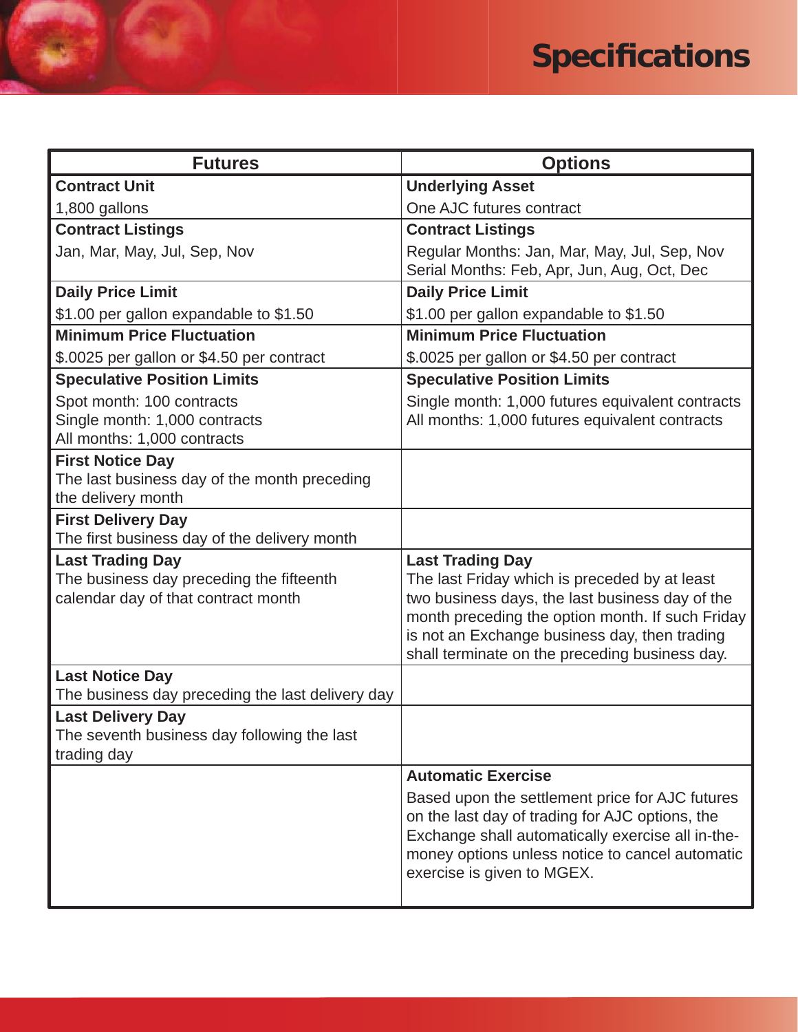# Specifications

| Futures | Options |
|---|---|
| **Contract Unit**<br>1,800 gallons | **Underlying Asset**<br>One AJC futures contract |
| **Contract Listings**<br>Jan, Mar, May, Jul, Sep, Nov | **Contract Listings**<br>Regular Months: Jan, Mar, May, Jul, Sep, Nov<br>Serial Months: Feb, Apr, Jun, Aug, Oct, Dec |
| **Daily Price Limit**<br>$1.00 per gallon expandable to $1.50 | **Daily Price Limit**<br>$1.00 per gallon expandable to $1.50 |
| **Minimum Price Fluctuation**<br>$.0025 per gallon or $4.50 per contract | **Minimum Price Fluctuation**<br>$.0025 per gallon or $4.50 per contract |
| **Speculative Position Limits**<br>Spot month: 100 contracts<br>Single month: 1,000 contracts<br>All months: 1,000 contracts | **Speculative Position Limits**<br>Single month: 1,000 futures equivalent contracts<br>All months: 1,000 futures equivalent contracts |
| **First Notice Day**<br>The last business day of the month preceding the delivery month | |
| **First Delivery Day**<br>The first business day of the delivery month | |
| **Last Trading Day**<br>The business day preceding the fifteenth calendar day of that contract month | **Last Trading Day**<br>The last Friday which is preceded by at least two business days, the last business day of the month preceding the option month. If such Friday is not an Exchange business day, then trading shall terminate on the preceding business day. |
| **Last Notice Day**<br>The business day preceding the last delivery day | |
| **Last Delivery Day**<br>The seventh business day following the last trading day | |
| | **Automatic Exercise**<br>Based upon the settlement price for AJC futures on the last day of trading for AJC options, the Exchange shall automatically exercise all in-the-money options unless notice to cancel automatic exercise is given to MGEX. |